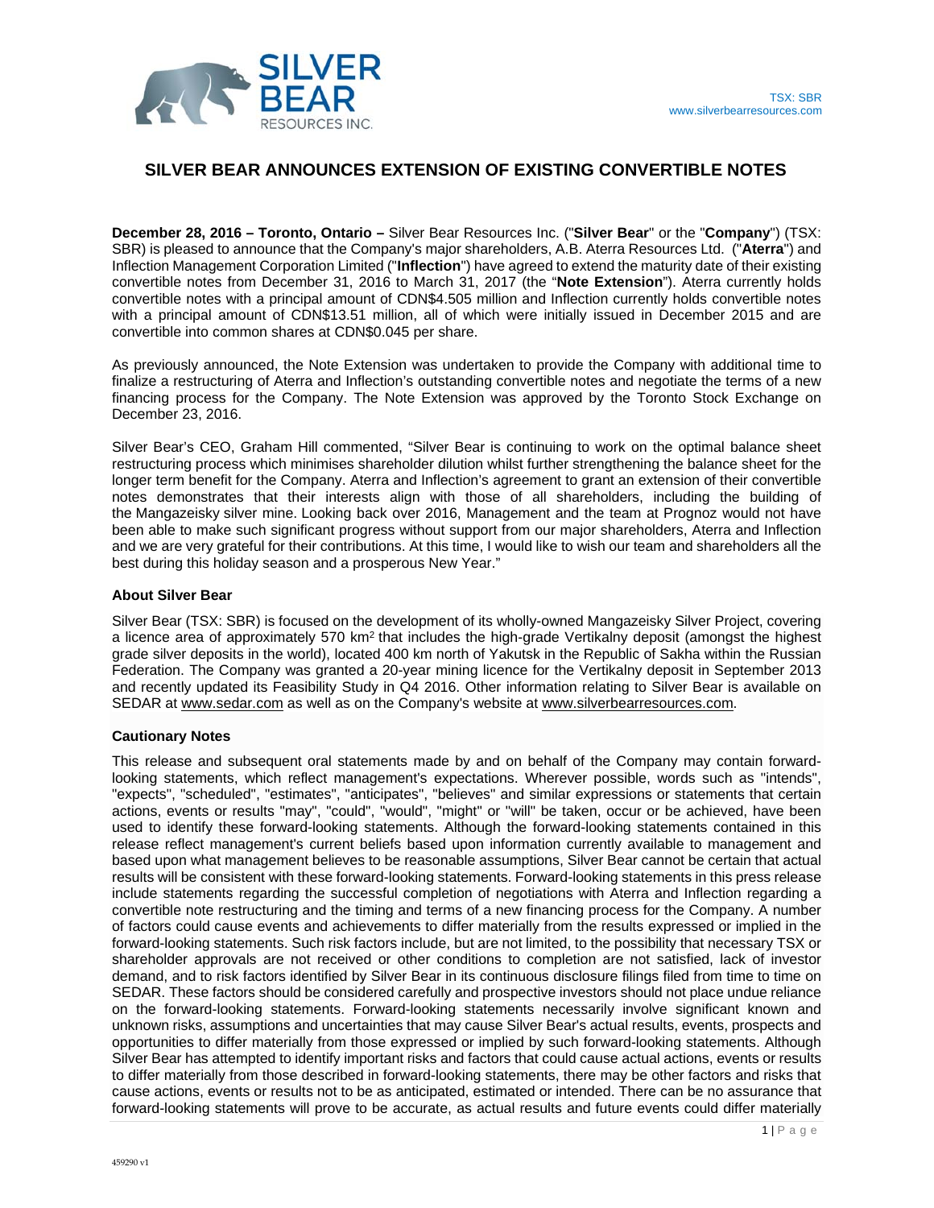TSX: SBR
www.silverbearresources.com

# SILVER BEAR ANNOUNCES EXTENSION OF EXISTING CONVERTIBLE NOTES

**December 28, 2016 – Toronto, Ontario –** Silver Bear Resources Inc. ("**Silver Bear**" or the "**Company**") (TSX: SBR) is pleased to announce that the Company's major shareholders, A.B. Aterra Resources Ltd. ("**Aterra**") and Inflection Management Corporation Limited ("**Inflection**") have agreed to extend the maturity date of their existing convertible notes from December 31, 2016 to March 31, 2017 (the "**Note Extension**"). Aterra currently holds convertible notes with a principal amount of CDN$4.505 million and Inflection currently holds convertible notes with a principal amount of CDN$13.51 million, all of which were initially issued in December 2015 and are convertible into common shares at CDN$0.045 per share.

As previously announced, the Note Extension was undertaken to provide the Company with additional time to finalize a restructuring of Aterra and Inflection's outstanding convertible notes and negotiate the terms of a new financing process for the Company. The Note Extension was approved by the Toronto Stock Exchange on December 23, 2016.

Silver Bear's CEO, Graham Hill commented, "Silver Bear is continuing to work on the optimal balance sheet restructuring process which minimises shareholder dilution whilst further strengthening the balance sheet for the longer term benefit for the Company. Aterra and Inflection's agreement to grant an extension of their convertible notes demonstrates that their interests align with those of all shareholders, including the building of the Mangazeisky silver mine. Looking back over 2016, Management and the team at Prognoz would not have been able to make such significant progress without support from our major shareholders, Aterra and Inflection and we are very grateful for their contributions. At this time, I would like to wish our team and shareholders all the best during this holiday season and a prosperous New Year."

### About Silver Bear

Silver Bear (TSX: SBR) is focused on the development of its wholly-owned Mangazeisky Silver Project, covering a licence area of approximately 570 km$^2$ that includes the high-grade Vertikalny deposit (amongst the highest grade silver deposits in the world), located 400 km north of Yakutsk in the Republic of Sakha within the Russian Federation. The Company was granted a 20-year mining licence for the Vertikalny deposit in September 2013 and recently updated its Feasibility Study in Q4 2016. Other information relating to Silver Bear is available on SEDAR at www.sedar.com as well as on the Company's website at www.silverbearresources.com.

### Cautionary Notes

This release and subsequent oral statements made by and on behalf of the Company may contain forward-looking statements, which reflect management's expectations. Wherever possible, words such as "intends", "expects", "scheduled", "estimates", "anticipates", "believes" and similar expressions or statements that certain actions, events or results "may", "could", "would", "might" or "will" be taken, occur or be achieved, have been used to identify these forward-looking statements. Although the forward-looking statements contained in this release reflect management's current beliefs based upon information currently available to management and based upon what management believes to be reasonable assumptions, Silver Bear cannot be certain that actual results will be consistent with these forward-looking statements. Forward-looking statements in this press release include statements regarding the successful completion of negotiations with Aterra and Inflection regarding a convertible note restructuring and the timing and terms of a new financing process for the Company. A number of factors could cause events and achievements to differ materially from the results expressed or implied in the forward-looking statements. Such risk factors include, but are not limited, to the possibility that necessary TSX or shareholder approvals are not received or other conditions to completion are not satisfied, lack of investor demand, and to risk factors identified by Silver Bear in its continuous disclosure filings filed from time to time on SEDAR. These factors should be considered carefully and prospective investors should not place undue reliance on the forward-looking statements. Forward-looking statements necessarily involve significant known and unknown risks, assumptions and uncertainties that may cause Silver Bear's actual results, events, prospects and opportunities to differ materially from those expressed or implied by such forward-looking statements. Although Silver Bear has attempted to identify important risks and factors that could cause actual actions, events or results to differ materially from those described in forward-looking statements, there may be other factors and risks that cause actions, events or results not to be as anticipated, estimated or intended. There can be no assurance that forward-looking statements will prove to be accurate, as actual results and future events could differ materially

459290 v1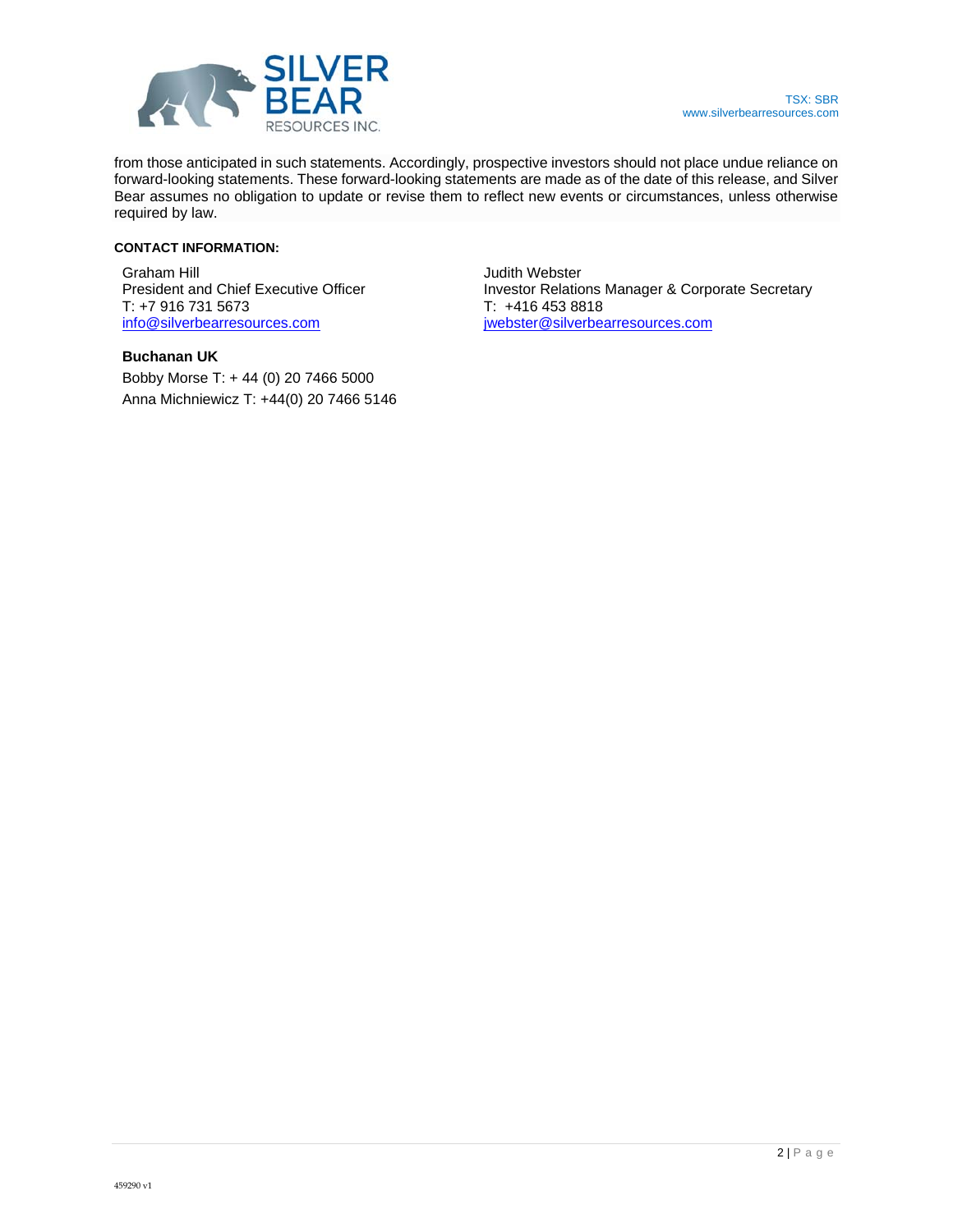from those anticipated in such statements. Accordingly, prospective investors should not place undue reliance on forward-looking statements. These forward-looking statements are made as of the date of this release, and Silver Bear assumes no obligation to update or revise them to reflect new events or circumstances, unless otherwise required by law.

**CONTACT INFORMATION:**

Graham Hill
President and Chief Executive Officer
T: +7 916 731 5673
info@silverbearresources.com

Judith Webster
Investor Relations Manager & Corporate Secretary
T: +416 453 8818
jwebster@silverbearresources.com

**Buchanan UK**

Bobby Morse T: + 44 (0) 20 7466 5000

Anna Michniewicz T: +44(0) 20 7466 5146

459290 v1